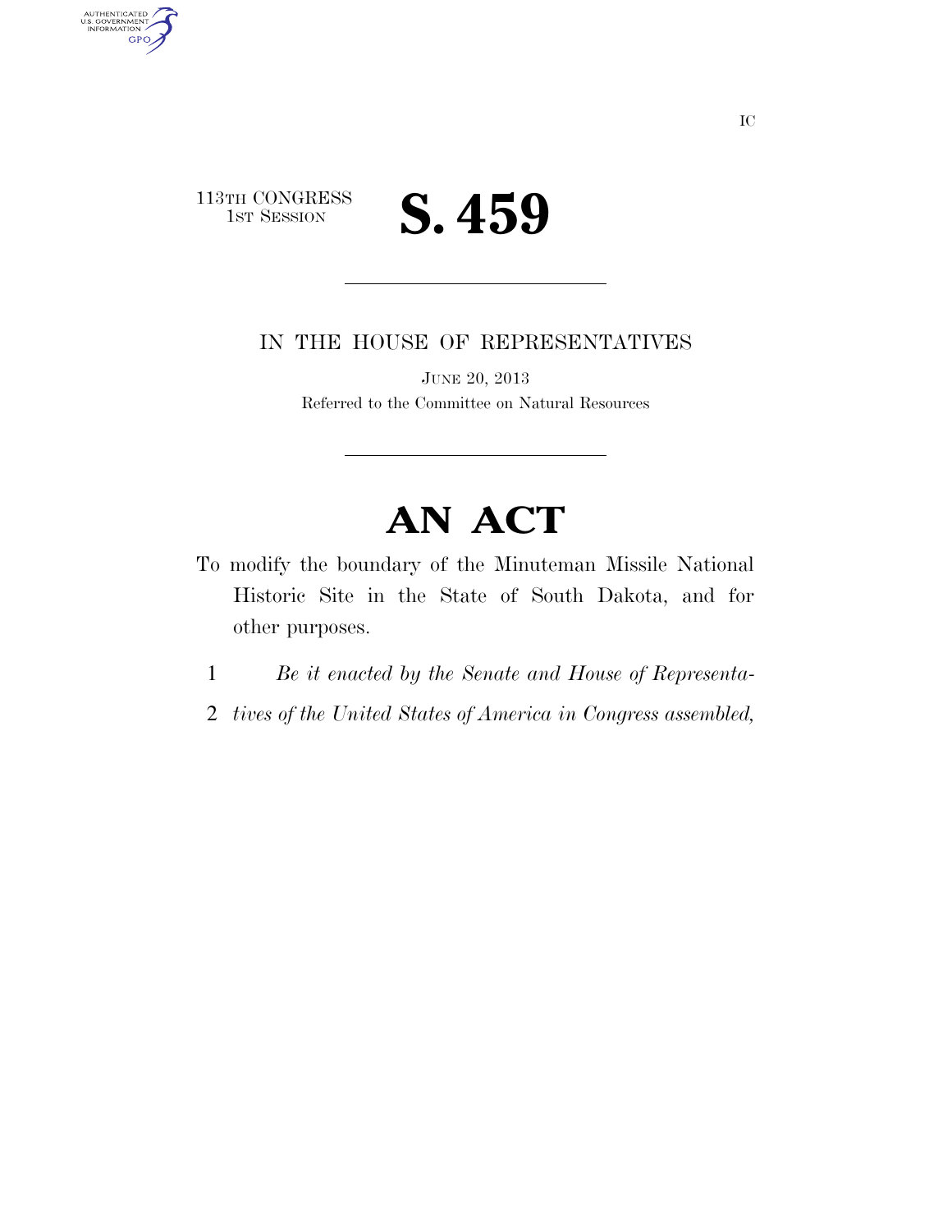IC

113TH CONGRESS
1ST SESSION

# S. 459

IN THE HOUSE OF REPRESENTATIVES

JUNE 20, 2013

Referred to the Committee on Natural Resources

# AN ACT

To modify the boundary of the Minuteman Missile National Historic Site in the State of South Dakota, and for other purposes.

1 *Be it enacted by the Senate and House of Representa-*
2 *tives of the United States of America in Congress assembled,*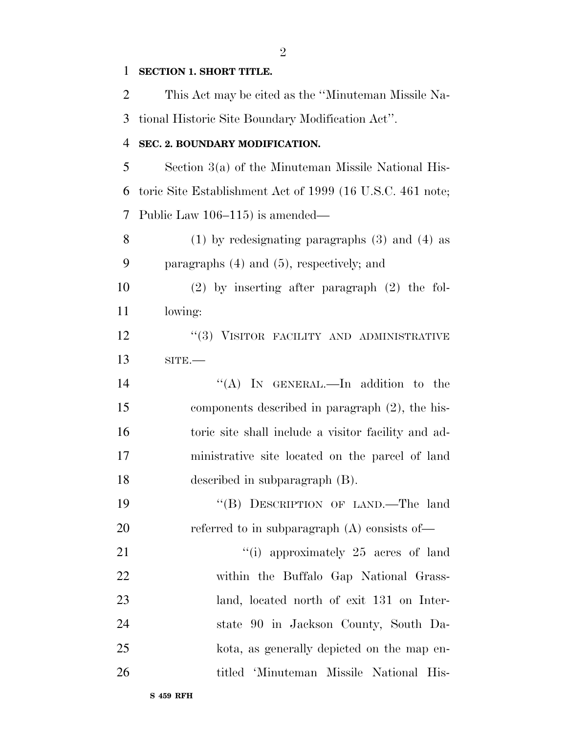**SECTION 1. SHORT TITLE.**

This Act may be cited as the ''Minuteman Missile National Historic Site Boundary Modification Act''.

**SEC. 2. BOUNDARY MODIFICATION.**

Section 3(a) of the Minuteman Missile National Historic Site Establishment Act of 1999 (16 U.S.C. 461 note; Public Law 106–115) is amended—

(1) by redesignating paragraphs (3) and (4) as paragraphs (4) and (5), respectively; and

(2) by inserting after paragraph (2) the following:

''(3) VISITOR FACILITY AND ADMINISTRATIVE SITE.—

''(A) IN GENERAL.—In addition to the components described in paragraph (2), the historic site shall include a visitor facility and administrative site located on the parcel of land described in subparagraph (B).

''(B) DESCRIPTION OF LAND.—The land referred to in subparagraph (A) consists of—

''(i) approximately 25 acres of land within the Buffalo Gap National Grassland, located north of exit 131 on Interstate 90 in Jackson County, South Dakota, as generally depicted on the map entitled 'Minuteman Missile National His-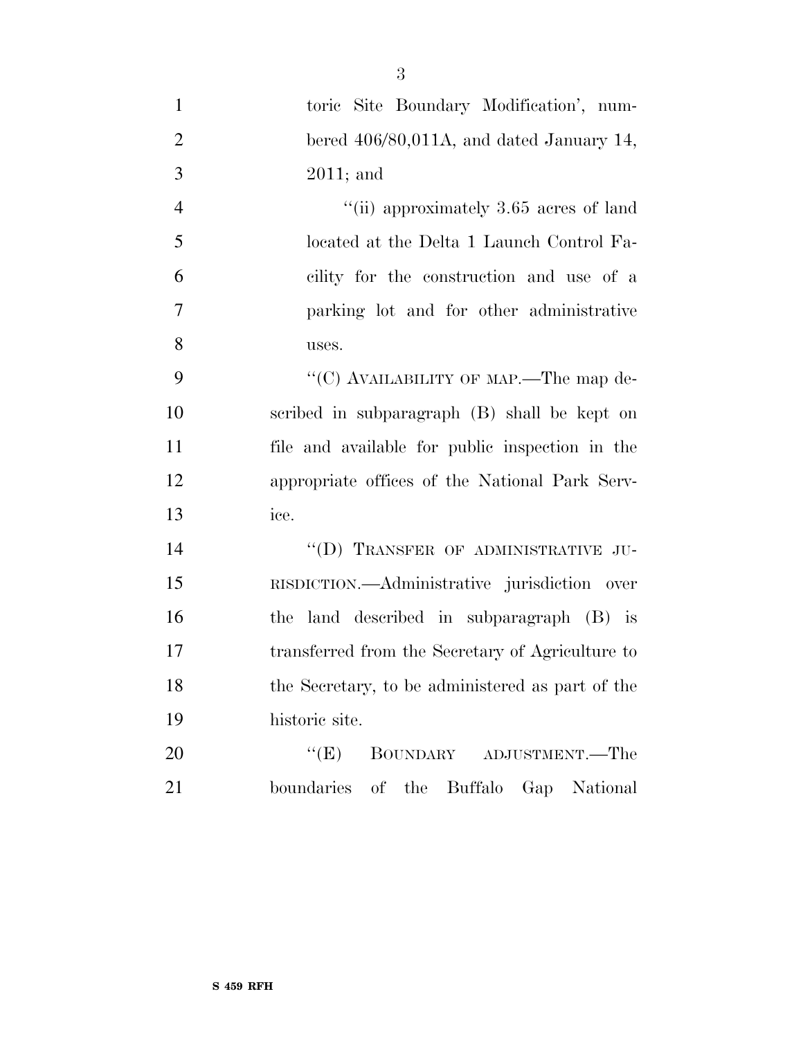toric Site Boundary Modification', numbered 406/80,011A, and dated January 14, 2011; and

"(ii) approximately 3.65 acres of land located at the Delta 1 Launch Control Facility for the construction and use of a parking lot and for other administrative uses.

"(C) AVAILABILITY OF MAP.—The map described in subparagraph (B) shall be kept on file and available for public inspection in the appropriate offices of the National Park Service.

"(D) TRANSFER OF ADMINISTRATIVE JURISDICTION.—Administrative jurisdiction over the land described in subparagraph (B) is transferred from the Secretary of Agriculture to the Secretary, to be administered as part of the historic site.

"(E) BOUNDARY ADJUSTMENT.—The boundaries of the Buffalo Gap National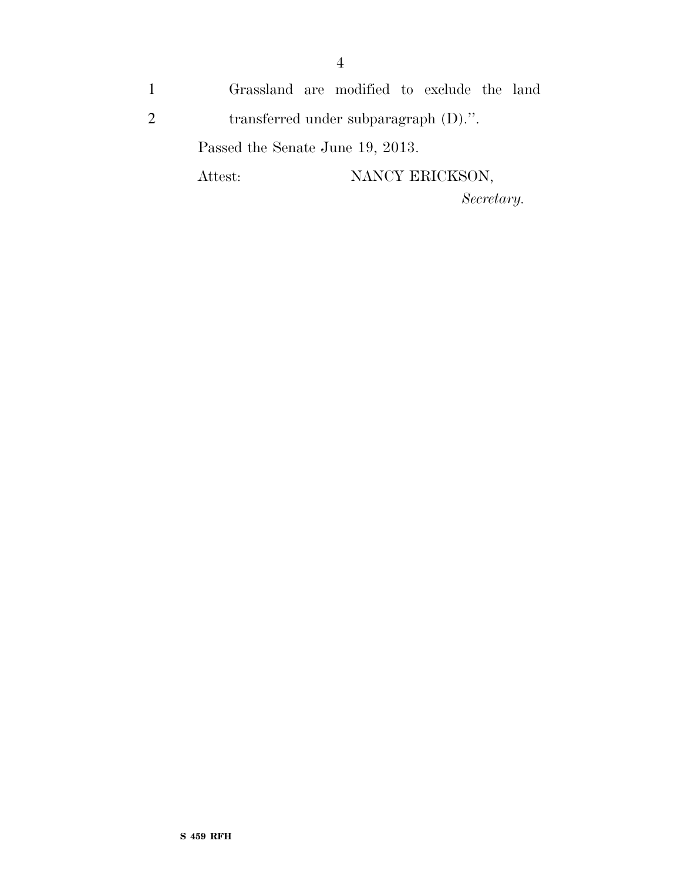Grassland are modified to exclude the land transferred under subparagraph (D).''.

Passed the Senate June 19, 2013.

Attest: NANCY ERICKSON,

*Secretary.*